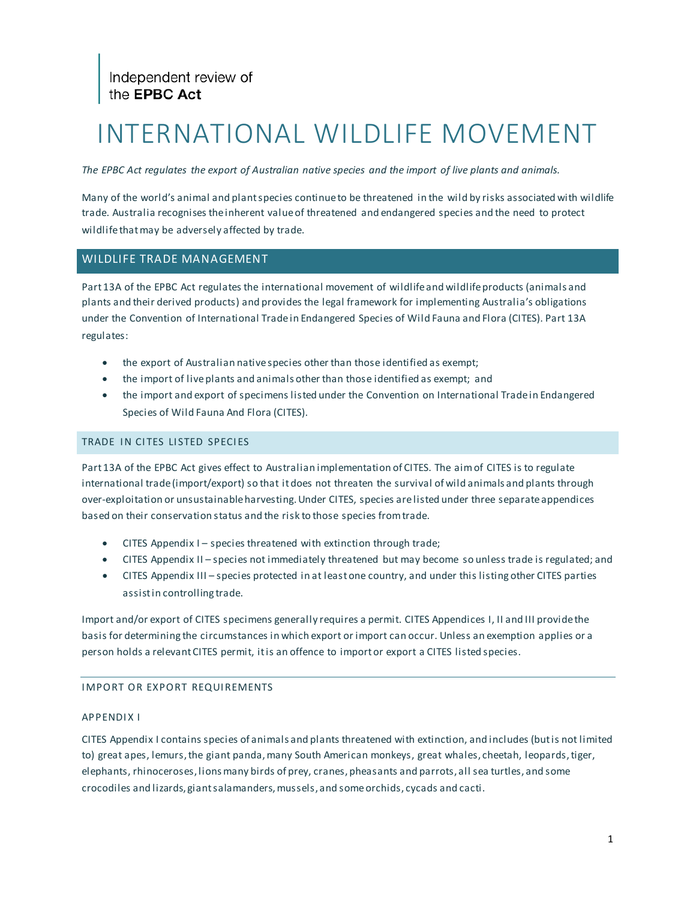Independent review of the **EPBC Act**

# INTERNATIONAL WILDLIFE MOVEMENT

*The EPBC Act regulates the export of Australian native species and the import of live plants and animals.*

Many of the world's animal and plant species continue to be threatened in the wild by risks associated with wildlife trade. Australia recognises the inherent value of threatened and endangered species and the need to protect wildlife that may be adversely affected by trade.

## WILDLIFE TRADE MANAGEMENT

Part 13A of the EPBC Act regulates the international movement of wildlife and wildlife products (animals and plants and their derived products) and provides the legal framework for implementing Australia's obligations under the Convention of International Trade in Endangered Species of Wild Fauna and Flora (CITES). Part 13A regulates:

- the export of Australian native species other than those identified as exempt;
- the import of live plants and animals other than those identified as exempt; and
- the import and export of specimens listed under the Convention on International Trade in Endangered Species of Wild Fauna And Flora (CITES).

### TRADE IN CITES LISTED SPECIES

Part 13A of the EPBC Act gives effect to Australian implementation of CITES. The aim of CITES is to regulate international trade (import/export) so that it does not threaten the survival of wild animals and plants through over-exploitation or unsustainable harvesting. Under CITES, species are listed under three separate appendices based on their conservation status and the risk to those species from trade.

- CITES Appendix I – species threatened with extinction through trade;
- CITES Appendix II – species not immediately threatened but may become so unless trade is regulated; and
- CITES Appendix III – species protected in at least one country, and under this listing other CITES parties assist in controlling trade.

Import and/or export of CITES specimens generally requires a permit. CITES Appendices I, II and III provide the basis for determining the circumstances in which export or import can occur. Unless an exemption applies or a person holds a relevant CITES permit, it is an offence to import or export a CITES listed species.

#### IMPORT OR EXPORT REQUIREMENTS

##### APPENDIX I

CITES Appendix I contains species of animals and plants threatened with extinction, and includes (but is not limited to) great apes, lemurs, the giant panda, many South American monkeys, great whales, cheetah, leopards, tiger, elephants, rhinoceroses, lions many birds of prey, cranes, pheasants and parrots, all sea turtles, and some crocodiles and lizards, giant salamanders, mussels, and some orchids, cycads and cacti.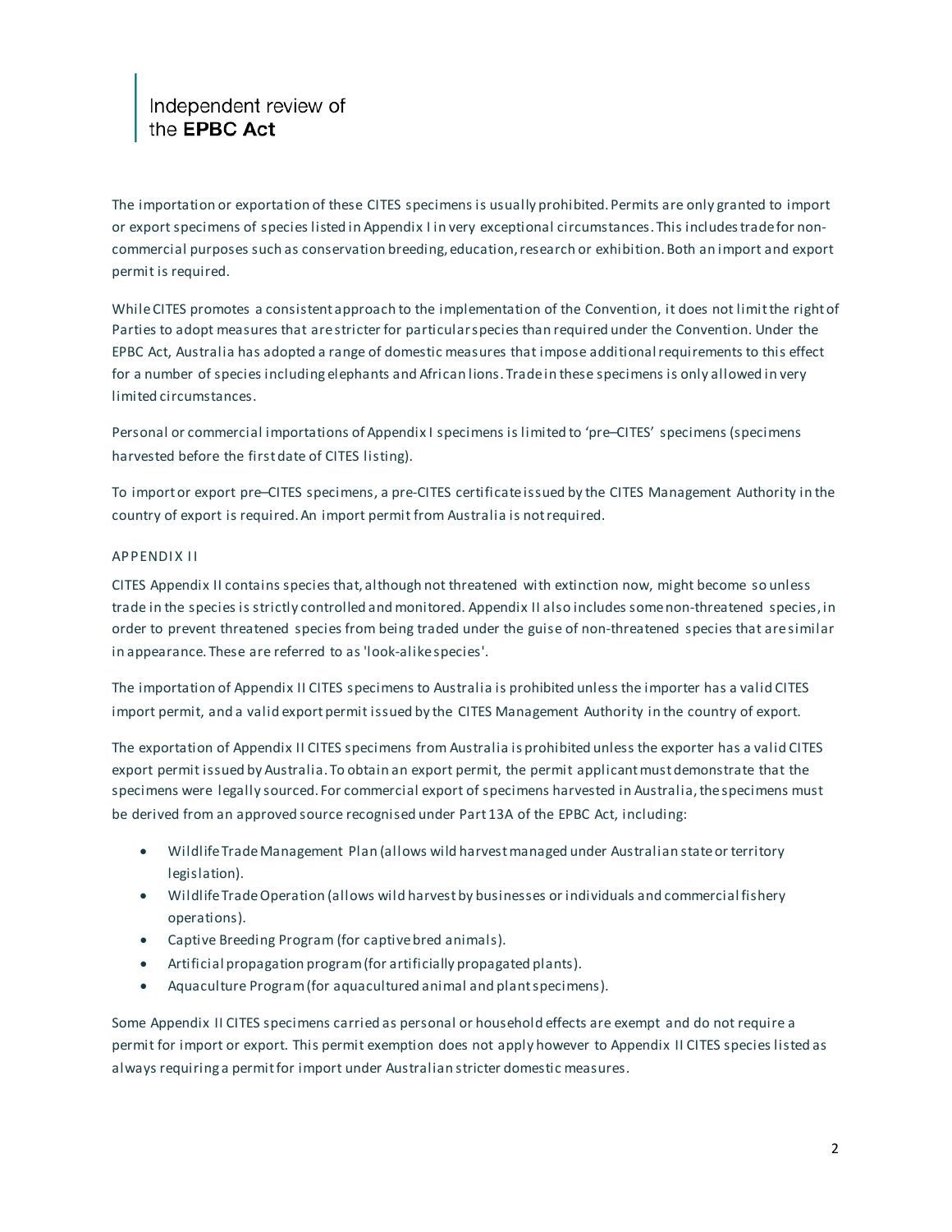The importation or exportation of these CITES specimens is usually prohibited. Permits are only granted to import or export specimens of species listed in Appendix I in very exceptional circumstances. This includes trade for non-commercial purposes such as conservation breeding, education, research or exhibition. Both an import and export permit is required.

While CITES promotes a consistent approach to the implementation of the Convention, it does not limit the right of Parties to adopt measures that are stricter for particular species than required under the Convention. Under the EPBC Act, Australia has adopted a range of domestic measures that impose additional requirements to this effect for a number of species including elephants and African lions. Trade in these specimens is only allowed in very limited circumstances.

Personal or commercial importations of Appendix I specimens is limited to 'pre–CITES' specimens (specimens harvested before the first date of CITES listing).

To import or export pre–CITES specimens, a pre-CITES certificate issued by the CITES Management Authority in the country of export is required. An import permit from Australia is not required.

### APPENDIX II

CITES Appendix II contains species that, although not threatened with extinction now, might become so unless trade in the species is strictly controlled and monitored. Appendix II also includes some non-threatened species, in order to prevent threatened species from being traded under the guise of non-threatened species that are similar in appearance. These are referred to as 'look-alike species'.

The importation of Appendix II CITES specimens to Australia is prohibited unless the importer has a valid CITES import permit, and a valid export permit issued by the CITES Management Authority in the country of export.

The exportation of Appendix II CITES specimens from Australia is prohibited unless the exporter has a valid CITES export permit issued by Australia. To obtain an export permit, the permit applicant must demonstrate that the specimens were legally sourced. For commercial export of specimens harvested in Australia, the specimens must be derived from an approved source recognised under Part 13A of the EPBC Act, including:

- Wildlife Trade Management Plan (allows wild harvest managed under Australian state or territory legislation).
- Wildlife Trade Operation (allows wild harvest by businesses or individuals and commercial fishery operations).
- Captive Breeding Program (for captive bred animals).
- Artificial propagation program (for artificially propagated plants).
- Aquaculture Program (for aquacultured animal and plant specimens).

Some Appendix II CITES specimens carried as personal or household effects are exempt and do not require a permit for import or export. This permit exemption does not apply however to Appendix II CITES species listed as always requiring a permit for import under Australian stricter domestic measures.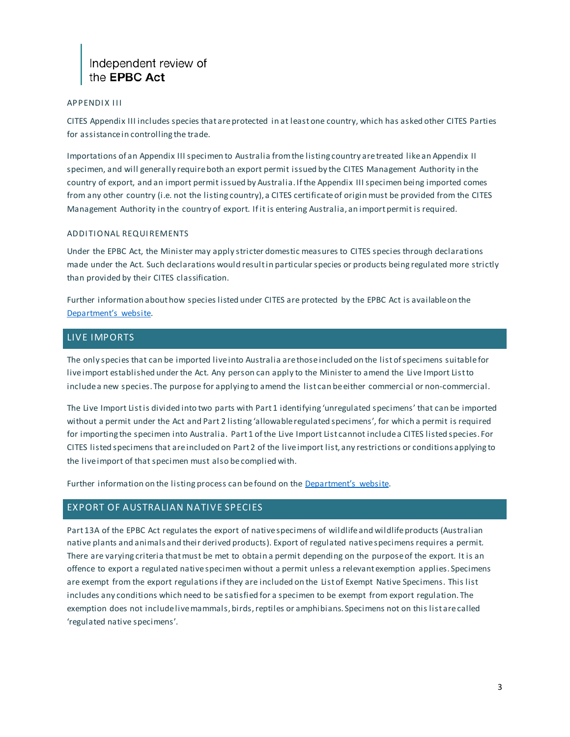### APPENDIX III

CITES Appendix III includes species that are protected in at least one country, which has asked other CITES Parties for assistance in controlling the trade.

Importations of an Appendix III specimen to Australia from the listing country are treated like an Appendix II specimen, and will generally require both an export permit issued by the CITES Management Authority in the country of export, and an import permit issued by Australia. If the Appendix III specimen being imported comes from any other country (i.e. not the listing country), a CITES certificate of origin must be provided from the CITES Management Authority in the country of export. If it is entering Australia, an import permit is required.

### ADDITIONAL REQUIREMENTS

Under the EPBC Act, the Minister may apply stricter domestic measures to CITES species through declarations made under the Act. Such declarations would result in particular species or products being regulated more strictly than provided by their CITES classification.

Further information about how species listed under CITES are protected by the EPBC Act is available on the Department's website.

## LIVE IMPORTS

The only species that can be imported live into Australia are those included on the list of specimens suitable for live import established under the Act. Any person can apply to the Minister to amend the Live Import List to include a new species. The purpose for applying to amend the list can be either commercial or non-commercial.

The Live Import List is divided into two parts with Part 1 identifying 'unregulated specimens' that can be imported without a permit under the Act and Part 2 listing 'allowable regulated specimens', for which a permit is required for importing the specimen into Australia. Part 1 of the Live Import List cannot include a CITES listed species. For CITES listed specimens that are included on Part 2 of the live import list, any restrictions or conditions applying to the live import of that specimen must also be complied with.

Further information on the listing process can be found on the Department's website.

## EXPORT OF AUSTRALIAN NATIVE SPECIES

Part 13A of the EPBC Act regulates the export of native specimens of wildlife and wildlife products (Australian native plants and animals and their derived products). Export of regulated native specimens requires a permit. There are varying criteria that must be met to obtain a permit depending on the purpose of the export. It is an offence to export a regulated native specimen without a permit unless a relevant exemption applies. Specimens are exempt from the export regulations if they are included on the List of Exempt Native Specimens. This list includes any conditions which need to be satisfied for a specimen to be exempt from export regulation. The exemption does not include live mammals, birds, reptiles or amphibians. Specimens not on this list are called 'regulated native specimens'.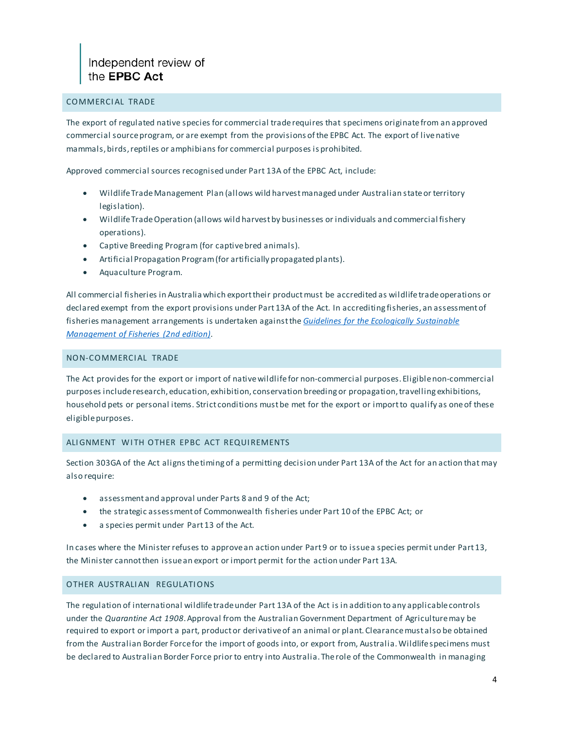## COMMERCIAL TRADE

The export of regulated native species for commercial trade requires that specimens originate from an approved commercial source program, or are exempt from the provisions of the EPBC Act. The export of live native mammals, birds, reptiles or amphibians for commercial purposes is prohibited.

Approved commercial sources recognised under Part 13A of the EPBC Act, include:

- Wildlife Trade Management Plan (allows wild harvest managed under Australian state or territory legislation).
- Wildlife Trade Operation (allows wild harvest by businesses or individuals and commercial fishery operations).
- Captive Breeding Program (for captive bred animals).
- Artificial Propagation Program (for artificially propagated plants).
- Aquaculture Program.

All commercial fisheries in Australia which export their product must be accredited as wildlife trade operations or declared exempt from the export provisions under Part 13A of the Act. In accrediting fisheries, an assessment of fisheries management arrangements is undertaken against the *Guidelines for the Ecologically Sustainable Management of Fisheries (2nd edition)*.

## NON-COMMERCIAL TRADE

The Act provides for the export or import of native wildlife for non-commercial purposes. Eligible non-commercial purposes include research, education, exhibition, conservation breeding or propagation, travelling exhibitions, household pets or personal items. Strict conditions must be met for the export or import to qualify as one of these eligible purposes.

## ALIGNMENT WITH OTHER EPBC ACT REQUIREMENTS

Section 303GA of the Act aligns the timing of a permitting decision under Part 13A of the Act for an action that may also require:

- assessment and approval under Parts 8 and 9 of the Act;
- the strategic assessment of Commonwealth fisheries under Part 10 of the EPBC Act; or
- a species permit under Part 13 of the Act.

In cases where the Minister refuses to approve an action under Part 9 or to issue a species permit under Part 13, the Minister cannot then issue an export or import permit for the action under Part 13A.

## OTHER AUSTRALIAN REGULATIONS

The regulation of international wildlife trade under Part 13A of the Act is in addition to any applicable controls under the *Quarantine Act 1908*. Approval from the Australian Government Department of Agriculture may be required to export or import a part, product or derivative of an animal or plant. Clearance must also be obtained from the Australian Border Force for the import of goods into, or export from, Australia. Wildlife specimens must be declared to Australian Border Force prior to entry into Australia. The role of the Commonwealth in managing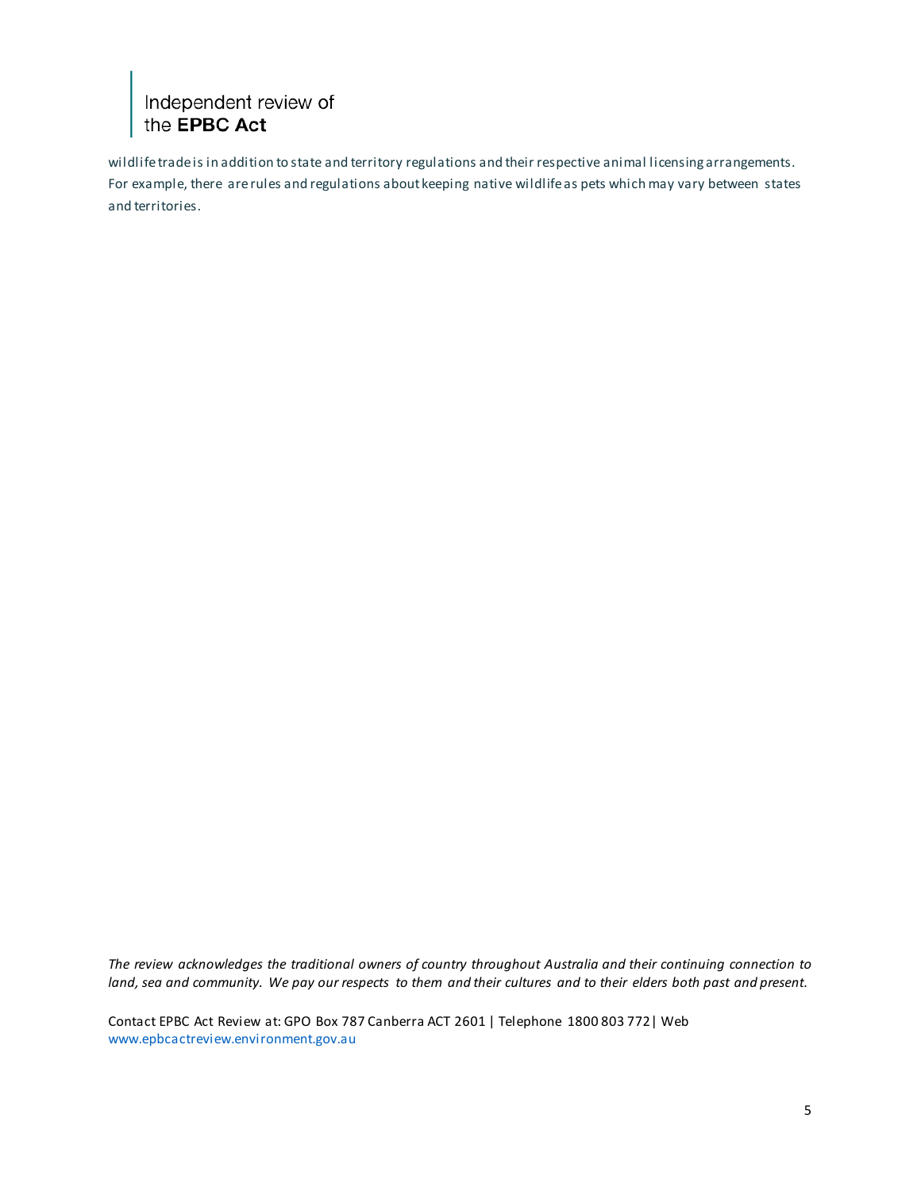wildlife trade is in addition to state and territory regulations and their respective animal licensing arrangements. For example, there are rules and regulations about keeping native wildlife as pets which may vary between states and territories.

*The review acknowledges the traditional owners of country throughout Australia and their continuing connection to land, sea and community. We pay our respects to them and their cultures and to their elders both past and present.*

Contact EPBC Act Review at: GPO Box 787 Canberra ACT 2601 | Telephone 1800 803 772 | Web www.epbcactreview.environment.gov.au